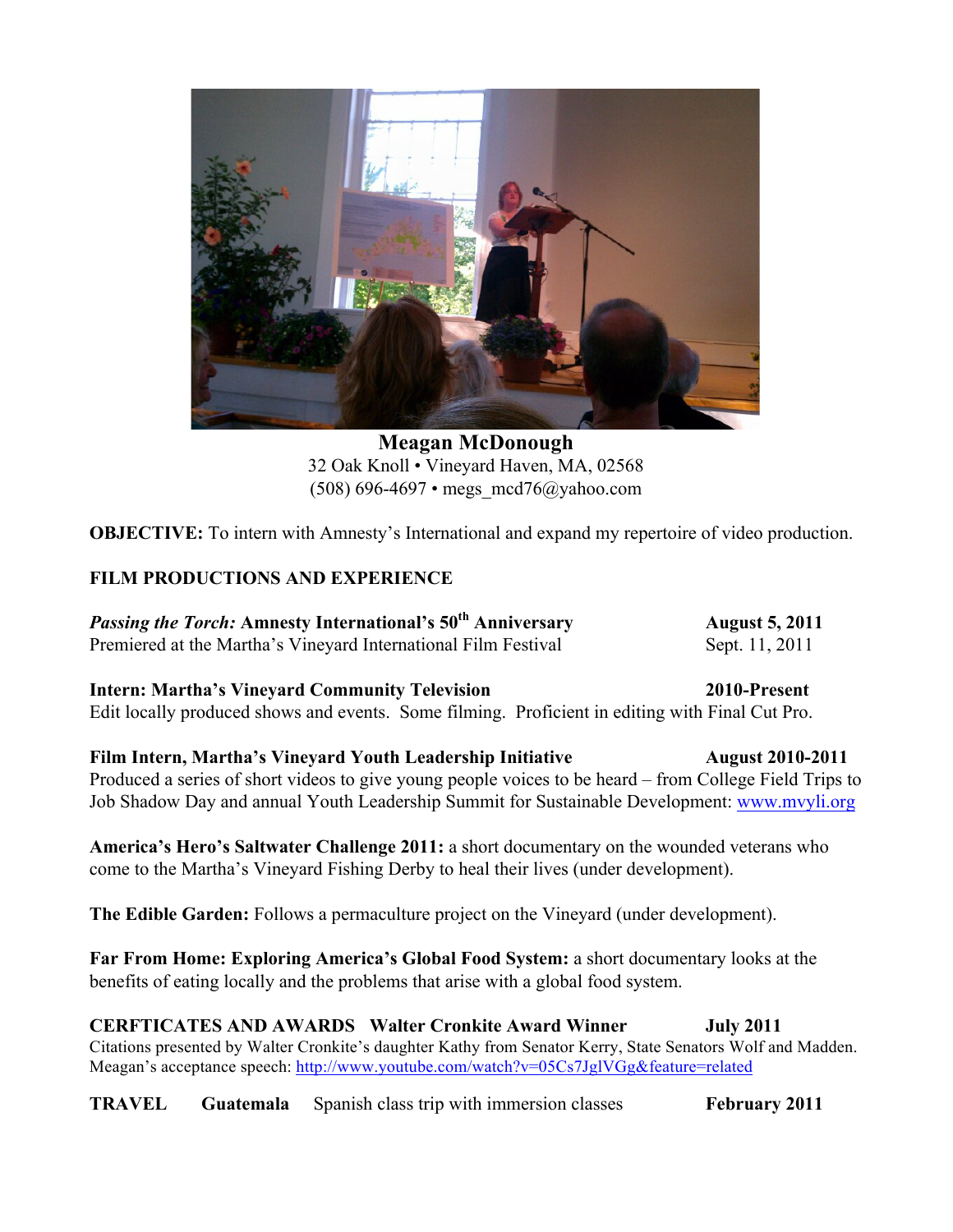# Meagan McDonough

32 Oak Knoll • Vineyard Haven, MA, 02568
(508) 696-4697 • megs_mcd76@yahoo.com

**OBJECTIVE:** To intern with Amnesty's International and expand my repertoire of video production.

## FILM PRODUCTIONS AND EXPERIENCE

***Passing the Torch:* Amnesty International's 50th Anniversary** — **August 5, 2011**
Premiered at the Martha's Vineyard International Film Festival — Sept. 11, 2011

**Intern: Martha's Vineyard Community Television** — **2010-Present**
Edit locally produced shows and events. Some filming. Proficient in editing with Final Cut Pro.

**Film Intern, Martha's Vineyard Youth Leadership Initiative** — **August 2010-2011**
Produced a series of short videos to give young people voices to be heard – from College Field Trips to Job Shadow Day and annual Youth Leadership Summit for Sustainable Development: www.mvyli.org

**America's Hero's Saltwater Challenge 2011:** a short documentary on the wounded veterans who come to the Martha's Vineyard Fishing Derby to heal their lives (under development).

**The Edible Garden:** Follows a permaculture project on the Vineyard (under development).

**Far From Home: Exploring America's Global Food System:** a short documentary looks at the benefits of eating locally and the problems that arise with a global food system.

**CERFTICATES AND AWARDS** **Walter Cronkite Award Winner** — **July 2011**
Citations presented by Walter Cronkite's daughter Kathy from Senator Kerry, State Senators Wolf and Madden. Meagan's acceptance speech: http://www.youtube.com/watch?v=05Cs7JglVGg&feature=related

**TRAVEL** **Guatemala** Spanish class trip with immersion classes — **February 2011**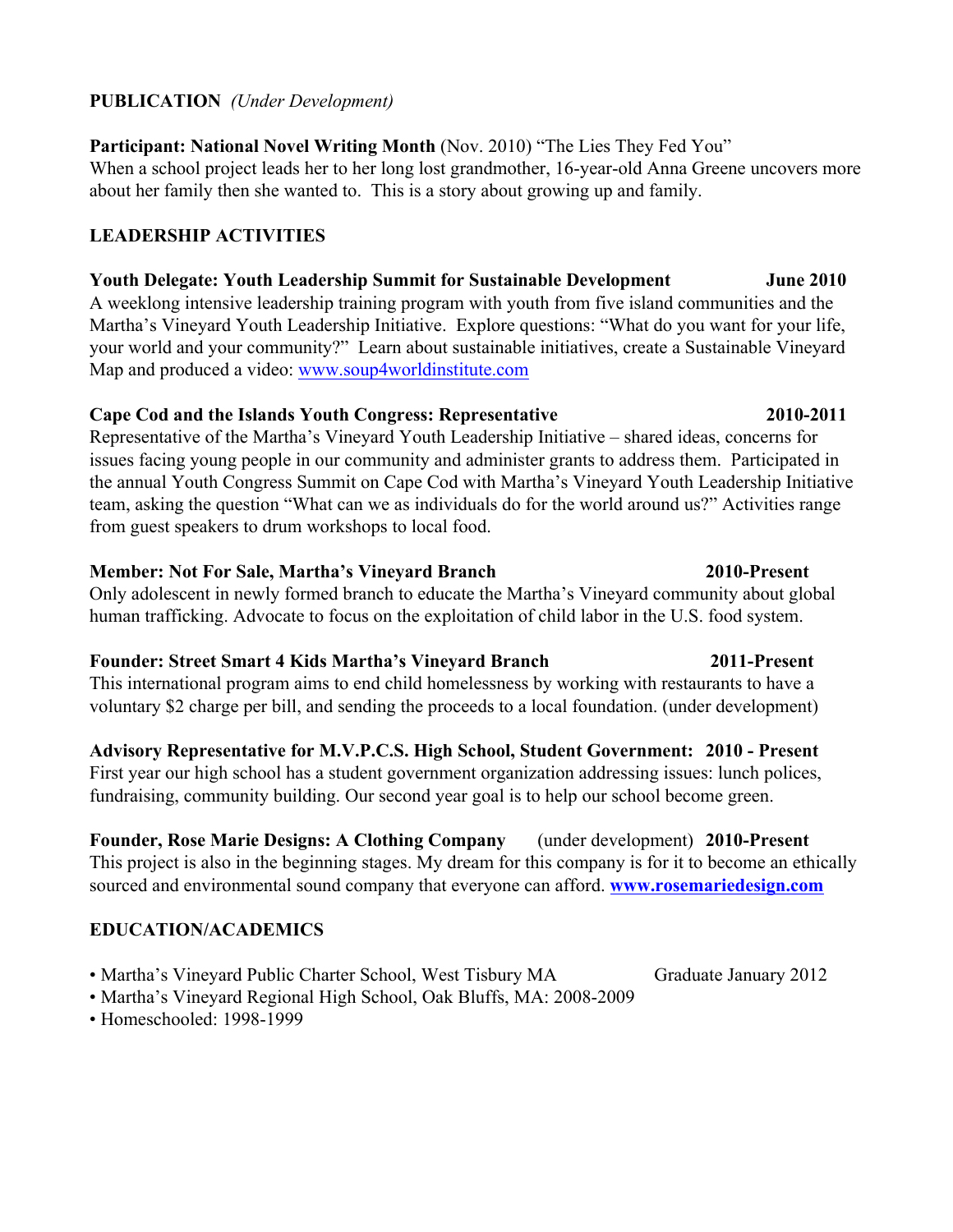## PUBLICATION *(Under Development)*

**Participant: National Novel Writing Month** (Nov. 2010) "The Lies They Fed You"
When a school project leads her to her long lost grandmother, 16-year-old Anna Greene uncovers more about her family then she wanted to. This is a story about growing up and family.

## LEADERSHIP ACTIVITIES

**Youth Delegate: Youth Leadership Summit for Sustainable Development** — **June 2010**
A weeklong intensive leadership training program with youth from five island communities and the Martha's Vineyard Youth Leadership Initiative. Explore questions: "What do you want for your life, your world and your community?" Learn about sustainable initiatives, create a Sustainable Vineyard Map and produced a video: www.soup4worldinstitute.com

**Cape Cod and the Islands Youth Congress: Representative** — **2010-2011**
Representative of the Martha's Vineyard Youth Leadership Initiative – shared ideas, concerns for issues facing young people in our community and administer grants to address them. Participated in the annual Youth Congress Summit on Cape Cod with Martha's Vineyard Youth Leadership Initiative team, asking the question "What can we as individuals do for the world around us?" Activities range from guest speakers to drum workshops to local food.

**Member: Not For Sale, Martha's Vineyard Branch** — **2010-Present**
Only adolescent in newly formed branch to educate the Martha's Vineyard community about global human trafficking. Advocate to focus on the exploitation of child labor in the U.S. food system.

**Founder: Street Smart 4 Kids Martha's Vineyard Branch** — **2011-Present**
This international program aims to end child homelessness by working with restaurants to have a voluntary $2 charge per bill, and sending the proceeds to a local foundation. (under development)

**Advisory Representative for M.V.P.C.S. High School, Student Government: 2010 - Present**
First year our high school has a student government organization addressing issues: lunch polices, fundraising, community building. Our second year goal is to help our school become green.

**Founder, Rose Marie Designs: A Clothing Company** (under development) **2010-Present**
This project is also in the beginning stages. My dream for this company is for it to become an ethically sourced and environmental sound company that everyone can afford. **www.rosemariedesign.com**

## EDUCATION/ACADEMICS

- Martha's Vineyard Public Charter School, West Tisbury MA — Graduate January 2012
- Martha's Vineyard Regional High School, Oak Bluffs, MA: 2008-2009
- Homeschooled: 1998-1999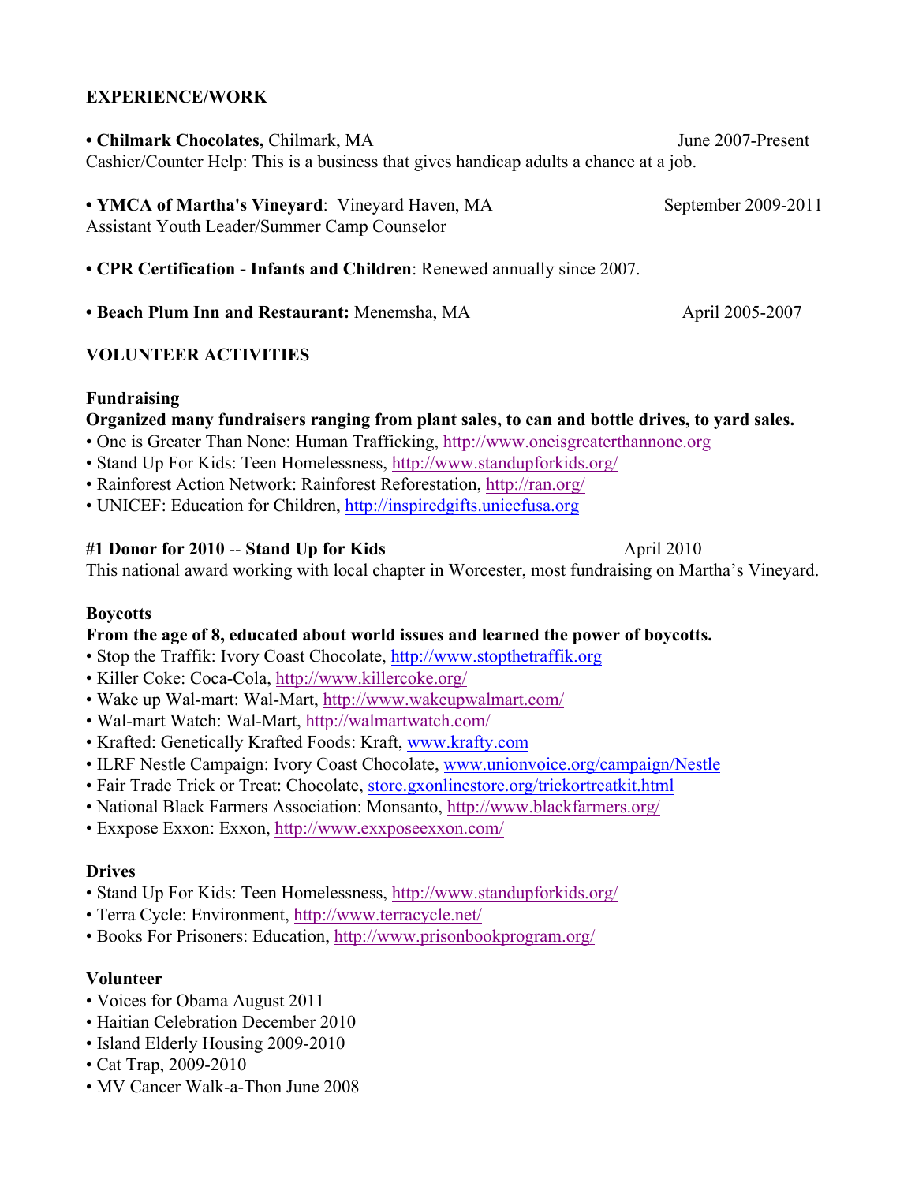## EXPERIENCE/WORK

- **Chilmark Chocolates,** Chilmark, MA — June 2007-Present
  Cashier/Counter Help: This is a business that gives handicap adults a chance at a job.

- **YMCA of Martha's Vineyard**: Vineyard Haven, MA — September 2009-2011
  Assistant Youth Leader/Summer Camp Counselor

- **CPR Certification - Infants and Children**: Renewed annually since 2007.

- **Beach Plum Inn and Restaurant:** Menemsha, MA — April 2005-2007

## VOLUNTEER ACTIVITIES

### Fundraising

**Organized many fundraisers ranging from plant sales, to can and bottle drives, to yard sales.**

- One is Greater Than None: Human Trafficking, http://www.oneisgreaterthannone.org
- Stand Up For Kids: Teen Homelessness, http://www.standupforkids.org/
- Rainforest Action Network: Rainforest Reforestation, http://ran.org/
- UNICEF: Education for Children, http://inspiredgifts.unicefusa.org

**#1 Donor for 2010 -- Stand Up for Kids** — April 2010
This national award working with local chapter in Worcester, most fundraising on Martha's Vineyard.

### Boycotts

**From the age of 8, educated about world issues and learned the power of boycotts.**

- Stop the Traffik: Ivory Coast Chocolate, http://www.stopthetraffik.org
- Killer Coke: Coca-Cola, http://www.killercoke.org/
- Wake up Wal-mart: Wal-Mart, http://www.wakeupwalmart.com/
- Wal-mart Watch: Wal-Mart, http://walmartwatch.com/
- Krafted: Genetically Krafted Foods: Kraft, www.krafty.com
- ILRF Nestle Campaign: Ivory Coast Chocolate, www.unionvoice.org/campaign/Nestle
- Fair Trade Trick or Treat: Chocolate, store.gxonlinestore.org/trickortreatkit.html
- National Black Farmers Association: Monsanto, http://www.blackfarmers.org/
- Exxpose Exxon: Exxon, http://www.exxposeexxon.com/

### Drives

- Stand Up For Kids: Teen Homelessness, http://www.standupforkids.org/
- Terra Cycle: Environment, http://www.terracycle.net/
- Books For Prisoners: Education, http://www.prisonbookprogram.org/

### Volunteer

- Voices for Obama August 2011
- Haitian Celebration December 2010
- Island Elderly Housing 2009-2010
- Cat Trap, 2009-2010
- MV Cancer Walk-a-Thon June 2008